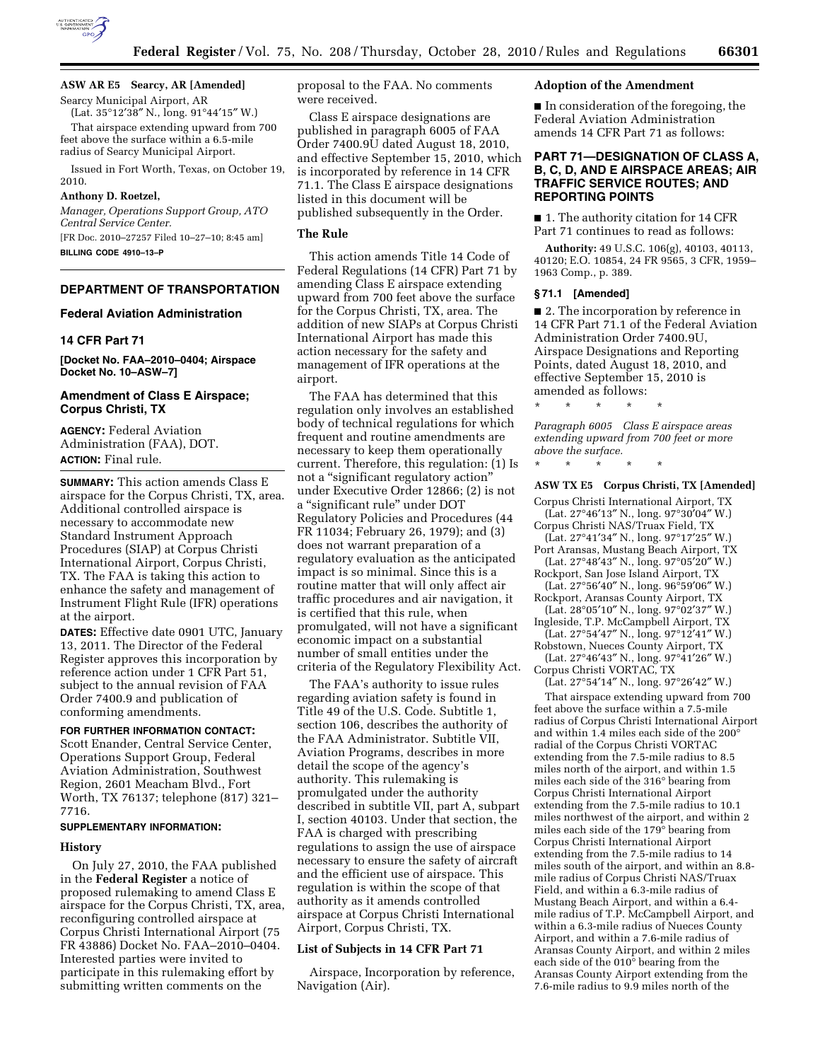**ASW AR E5 Searcy, AR [Amended]**

Searcy Municipal Airport, AR

(Lat. 35°12′38″ N., long. 91°44′15″ W.)

That airspace extending upward from 700 feet above the surface within a 6.5-mile radius of Searcy Municipal Airport.

Issued in Fort Worth, Texas, on October 19, 2010.

**Anthony D. Roetzel,**

*Manager, Operations Support Group, ATO Central Service Center.*

[FR Doc. 2010–27257 Filed 10–27–10; 8:45 am]

**BILLING CODE 4910–13–P**

## DEPARTMENT OF TRANSPORTATION

### Federal Aviation Administration

### 14 CFR Part 71

**[Docket No. FAA–2010–0404; Airspace Docket No. 10–ASW–7]**

## Amendment of Class E Airspace; Corpus Christi, TX

**AGENCY:** Federal Aviation Administration (FAA), DOT.

**ACTION:** Final rule.

**SUMMARY:** This action amends Class E airspace for the Corpus Christi, TX, area. Additional controlled airspace is necessary to accommodate new Standard Instrument Approach Procedures (SIAP) at Corpus Christi International Airport, Corpus Christi, TX. The FAA is taking this action to enhance the safety and management of Instrument Flight Rule (IFR) operations at the airport.

**DATES:** Effective date 0901 UTC, January 13, 2011. The Director of the Federal Register approves this incorporation by reference action under 1 CFR Part 51, subject to the annual revision of FAA Order 7400.9 and publication of conforming amendments.

**FOR FURTHER INFORMATION CONTACT:** Scott Enander, Central Service Center, Operations Support Group, Federal Aviation Administration, Southwest Region, 2601 Meacham Blvd., Fort Worth, TX 76137; telephone (817) 321–7716.

**SUPPLEMENTARY INFORMATION:**

### History

On July 27, 2010, the FAA published in the **Federal Register** a notice of proposed rulemaking to amend Class E airspace for the Corpus Christi, TX, area, reconfiguring controlled airspace at Corpus Christi International Airport (75 FR 43886) Docket No. FAA–2010–0404. Interested parties were invited to participate in this rulemaking effort by submitting written comments on the proposal to the FAA. No comments were received.

Class E airspace designations are published in paragraph 6005 of FAA Order 7400.9U dated August 18, 2010, and effective September 15, 2010, which is incorporated by reference in 14 CFR 71.1. The Class E airspace designations listed in this document will be published subsequently in the Order.

### The Rule

This action amends Title 14 Code of Federal Regulations (14 CFR) Part 71 by amending Class E airspace extending upward from 700 feet above the surface for the Corpus Christi, TX, area. The addition of new SIAPs at Corpus Christi International Airport has made this action necessary for the safety and management of IFR operations at the airport.

The FAA has determined that this regulation only involves an established body of technical regulations for which frequent and routine amendments are necessary to keep them operationally current. Therefore, this regulation: (1) Is not a "significant regulatory action" under Executive Order 12866; (2) is not a "significant rule" under DOT Regulatory Policies and Procedures (44 FR 11034; February 26, 1979); and (3) does not warrant preparation of a regulatory evaluation as the anticipated impact is so minimal. Since this is a routine matter that will only affect air traffic procedures and air navigation, it is certified that this rule, when promulgated, will not have a significant economic impact on a substantial number of small entities under the criteria of the Regulatory Flexibility Act.

The FAA's authority to issue rules regarding aviation safety is found in Title 49 of the U.S. Code. Subtitle 1, section 106, describes the authority of the FAA Administrator. Subtitle VII, Aviation Programs, describes in more detail the scope of the agency's authority. This rulemaking is promulgated under the authority described in subtitle VII, part A, subpart I, section 40103. Under that section, the FAA is charged with prescribing regulations to assign the use of airspace necessary to ensure the safety of aircraft and the efficient use of airspace. This regulation is within the scope of that authority as it amends controlled airspace at Corpus Christi International Airport, Corpus Christi, TX.

### List of Subjects in 14 CFR Part 71

Airspace, Incorporation by reference, Navigation (Air).

### Adoption of the Amendment

■ In consideration of the foregoing, the Federal Aviation Administration amends 14 CFR Part 71 as follows:

## PART 71—DESIGNATION OF CLASS A, B, C, D, AND E AIRSPACE AREAS; AIR TRAFFIC SERVICE ROUTES; AND REPORTING POINTS

■ 1. The authority citation for 14 CFR Part 71 continues to read as follows:

**Authority:** 49 U.S.C. 106(g), 40103, 40113, 40120; E.O. 10854, 24 FR 9565, 3 CFR, 1959–1963 Comp., p. 389.

### § 71.1 [Amended]

■ 2. The incorporation by reference in 14 CFR Part 71.1 of the Federal Aviation Administration Order 7400.9U, Airspace Designations and Reporting Points, dated August 18, 2010, and effective September 15, 2010 is amended as follows:

\* \* \* \* \*

*Paragraph 6005 Class E airspace areas extending upward from 700 feet or more above the surface.*

\* \* \* \* \*

**ASW TX E5 Corpus Christi, TX [Amended]**

Corpus Christi International Airport, TX

(Lat. 27°46′13″ N., long. 97°30′04″ W.)

Corpus Christi NAS/Truax Field, TX

(Lat. 27°41′34″ N., long. 97°17′25″ W.)

Port Aransas, Mustang Beach Airport, TX

(Lat. 27°48′43″ N., long. 97°05′20″ W.)

Rockport, San Jose Island Airport, TX

(Lat. 27°56′40″ N., long. 96°59′06″ W.)

Rockport, Aransas County Airport, TX

(Lat. 28°05′10″ N., long. 97°02′37″ W.)

Ingleside, T.P. McCampbell Airport, TX

(Lat. 27°54′47″ N., long. 97°12′41″ W.)

Robstown, Nueces County Airport, TX

(Lat. 27°46′43″ N., long. 97°41′26″ W.)

Corpus Christi VORTAC, TX

(Lat. 27°54′14″ N., long. 97°26′42″ W.)

That airspace extending upward from 700 feet above the surface within a 7.5-mile radius of Corpus Christi International Airport and within 1.4 miles each side of the 200° radial of the Corpus Christi VORTAC extending from the 7.5-mile radius to 8.5 miles north of the airport, and within 1.5 miles each side of the 316° bearing from Corpus Christi International Airport extending from the 7.5-mile radius to 10.1 miles northwest of the airport, and within 2 miles each side of the 179° bearing from Corpus Christi International Airport extending from the 7.5-mile radius to 14 miles south of the airport, and within an 8.8-mile radius of Corpus Christi NAS/Truax Field, and within a 6.3-mile radius of Mustang Beach Airport, and within a 6.4-mile radius of T.P. McCampbell Airport, and within a 6.3-mile radius of Nueces County Airport, and within a 7.6-mile radius of Aransas County Airport, and within 2 miles each side of the 010° bearing from the Aransas County Airport extending from the 7.6-mile radius to 9.9 miles north of the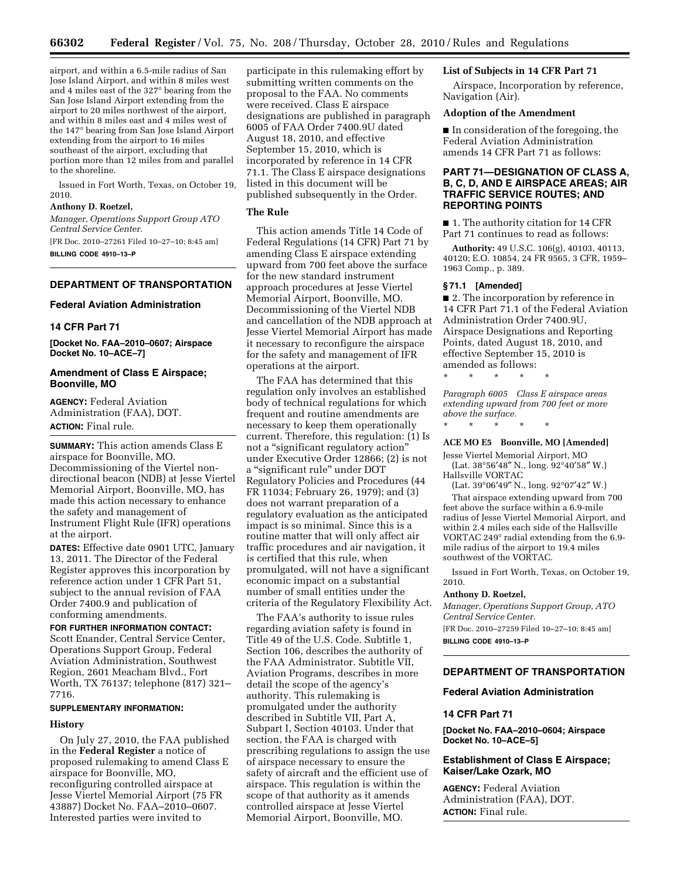airport, and within a 6.5-mile radius of San Jose Island Airport, and within 8 miles west and 4 miles east of the 327° bearing from the San Jose Island Airport extending from the airport to 20 miles northwest of the airport, and within 8 miles east and 4 miles west of the 147° bearing from San Jose Island Airport extending from the airport to 16 miles southeast of the airport, excluding that portion more than 12 miles from and parallel to the shoreline.

Issued in Fort Worth, Texas, on October 19, 2010.

**Anthony D. Roetzel,**

*Manager, Operations Support Group ATO Central Service Center.*

[FR Doc. 2010–27261 Filed 10–27–10; 8:45 am]

**BILLING CODE 4910–13–P**

---

## DEPARTMENT OF TRANSPORTATION

### Federal Aviation Administration

### 14 CFR Part 71

**[Docket No. FAA–2010–0607; Airspace Docket No. 10–ACE–7]**

### Amendment of Class E Airspace; Boonville, MO

**AGENCY:** Federal Aviation Administration (FAA), DOT.

**ACTION:** Final rule.

**SUMMARY:** This action amends Class E airspace for Boonville, MO. Decommissioning of the Viertel non-directional beacon (NDB) at Jesse Viertel Memorial Airport, Boonville, MO, has made this action necessary to enhance the safety and management of Instrument Flight Rule (IFR) operations at the airport.

**DATES:** Effective date 0901 UTC, January 13, 2011. The Director of the Federal Register approves this incorporation by reference action under 1 CFR Part 51, subject to the annual revision of FAA Order 7400.9 and publication of conforming amendments.

**FOR FURTHER INFORMATION CONTACT:** Scott Enander, Central Service Center, Operations Support Group, Federal Aviation Administration, Southwest Region, 2601 Meacham Blvd., Fort Worth, TX 76137; telephone (817) 321–7716.

**SUPPLEMENTARY INFORMATION:**

**History**

On July 27, 2010, the FAA published in the **Federal Register** a notice of proposed rulemaking to amend Class E airspace for Boonville, MO, reconfiguring controlled airspace at Jesse Viertel Memorial Airport (75 FR 43887) Docket No. FAA–2010–0607. Interested parties were invited to participate in this rulemaking effort by submitting written comments on the proposal to the FAA. No comments were received. Class E airspace designations are published in paragraph 6005 of FAA Order 7400.9U dated August 18, 2010, and effective September 15, 2010, which is incorporated by reference in 14 CFR 71.1. The Class E airspace designations listed in this document will be published subsequently in the Order.

**The Rule**

This action amends Title 14 Code of Federal Regulations (14 CFR) Part 71 by amending Class E airspace extending upward from 700 feet above the surface for the new standard instrument approach procedures at Jesse Viertel Memorial Airport, Boonville, MO. Decommissioning of the Viertel NDB and cancellation of the NDB approach at Jesse Viertel Memorial Airport has made it necessary to reconfigure the airspace for the safety and management of IFR operations at the airport.

The FAA has determined that this regulation only involves an established body of technical regulations for which frequent and routine amendments are necessary to keep them operationally current. Therefore, this regulation: (1) Is not a "significant regulatory action" under Executive Order 12866; (2) is not a "significant rule" under DOT Regulatory Policies and Procedures (44 FR 11034; February 26, 1979); and (3) does not warrant preparation of a regulatory evaluation as the anticipated impact is so minimal. Since this is a routine matter that will only affect air traffic procedures and air navigation, it is certified that this rule, when promulgated, will not have a significant economic impact on a substantial number of small entities under the criteria of the Regulatory Flexibility Act.

The FAA's authority to issue rules regarding aviation safety is found in Title 49 of the U.S. Code. Subtitle 1, Section 106, describes the authority of the FAA Administrator. Subtitle VII, Aviation Programs, describes in more detail the scope of the agency's authority. This rulemaking is promulgated under the authority described in Subtitle VII, Part A, Subpart I, Section 40103. Under that section, the FAA is charged with prescribing regulations to assign the use of airspace necessary to ensure the safety of aircraft and the efficient use of airspace. This regulation is within the scope of that authority as it amends controlled airspace at Jesse Viertel Memorial Airport, Boonville, MO.

**List of Subjects in 14 CFR Part 71**

Airspace, Incorporation by reference, Navigation (Air).

**Adoption of the Amendment**

■ In consideration of the foregoing, the Federal Aviation Administration amends 14 CFR Part 71 as follows:

### PART 71—DESIGNATION OF CLASS A, B, C, D, AND E AIRSPACE AREAS; AIR TRAFFIC SERVICE ROUTES; AND REPORTING POINTS

■ 1. The authority citation for 14 CFR Part 71 continues to read as follows:

**Authority:** 49 U.S.C. 106(g), 40103, 40113, 40120; E.O. 10854, 24 FR 9565, 3 CFR, 1959–1963 Comp., p. 389.

**§ 71.1 [Amended]**

■ 2. The incorporation by reference in 14 CFR Part 71.1 of the Federal Aviation Administration Order 7400.9U, Airspace Designations and Reporting Points, dated August 18, 2010, and effective September 15, 2010 is amended as follows:

\* \* \* \* \*

*Paragraph 6005 Class E airspace areas extending upward from 700 feet or more above the surface.*

\* \* \* \* \*

**ACE MO E5 Boonville, MO [Amended]**

Jesse Viertel Memorial Airport, MO
(Lat. 38°56′48″ N., long. 92°40′58″ W.)
Hallsville VORTAC
(Lat. 39°06′49″ N., long. 92°07′42″ W.)

That airspace extending upward from 700 feet above the surface within a 6.9-mile radius of Jesse Viertel Memorial Airport, and within 2.4 miles each side of the Hallsville VORTAC 249° radial extending from the 6.9-mile radius of the airport to 19.4 miles southwest of the VORTAC.

Issued in Fort Worth, Texas, on October 19, 2010.

**Anthony D. Roetzel,**

*Manager, Operations Support Group, ATO Central Service Center.*

[FR Doc. 2010–27259 Filed 10–27–10; 8:45 am]

**BILLING CODE 4910–13–P**

---

## DEPARTMENT OF TRANSPORTATION

### Federal Aviation Administration

### 14 CFR Part 71

**[Docket No. FAA–2010–0604; Airspace Docket No. 10–ACE–5]**

### Establishment of Class E Airspace; Kaiser/Lake Ozark, MO

**AGENCY:** Federal Aviation Administration (FAA), DOT.

**ACTION:** Final rule.